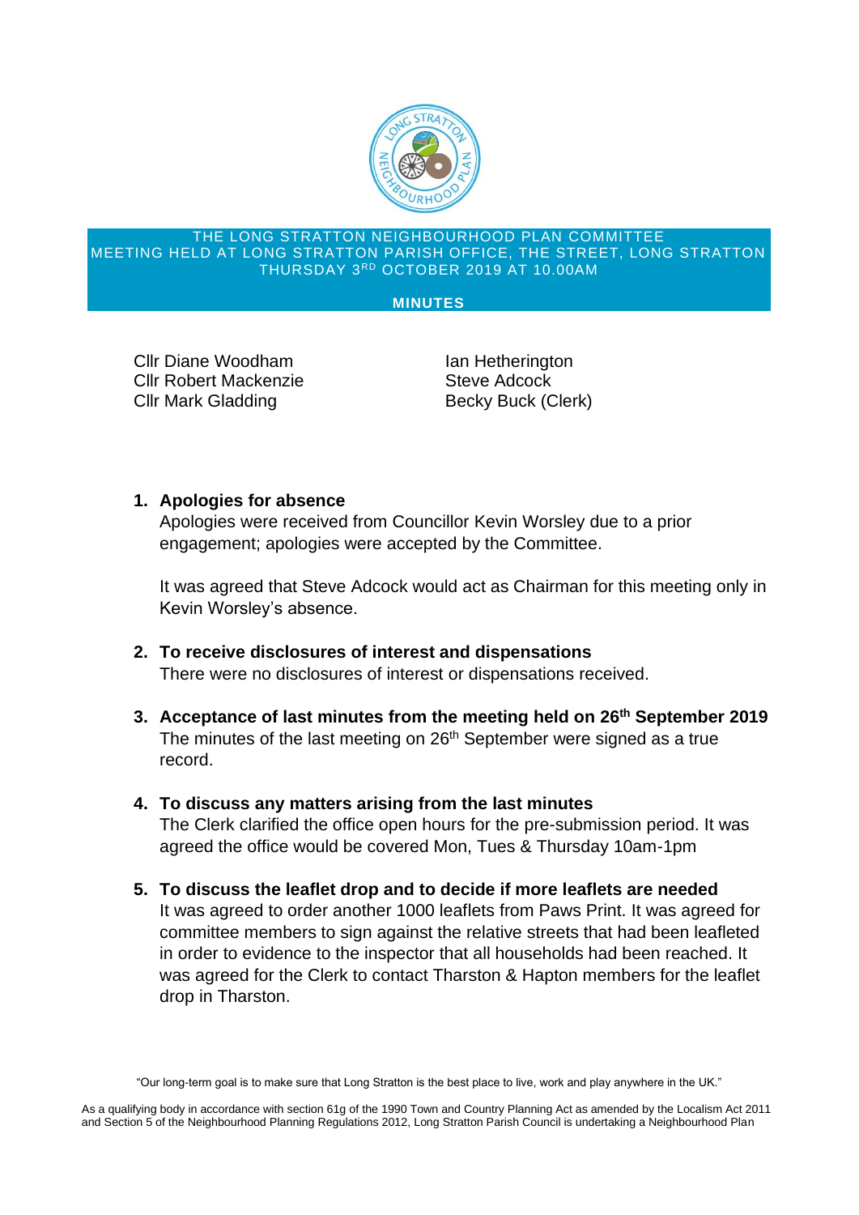THE LONG STRATTON NEIGHBOURHOOD PLAN COMMITTEE
MEETING HELD AT LONG STRATTON PARISH OFFICE, THE STREET, LONG STRATTON
THURSDAY 3RD OCTOBER 2019 AT 10.00AM

**MINUTES**

Cllr Diane Woodham
Cllr Robert Mackenzie
Cllr Mark Gladding
Ian Hetherington
Steve Adcock
Becky Buck (Clerk)

1. **Apologies for absence**
   Apologies were received from Councillor Kevin Worsley due to a prior engagement; apologies were accepted by the Committee.

   It was agreed that Steve Adcock would act as Chairman for this meeting only in Kevin Worsley's absence.

2. **To receive disclosures of interest and dispensations**
   There were no disclosures of interest or dispensations received.

3. **Acceptance of last minutes from the meeting held on 26th September 2019**
   The minutes of the last meeting on 26th September were signed as a true record.

4. **To discuss any matters arising from the last minutes**
   The Clerk clarified the office open hours for the pre-submission period. It was agreed the office would be covered Mon, Tues & Thursday 10am-1pm

5. **To discuss the leaflet drop and to decide if more leaflets are needed**
   It was agreed to order another 1000 leaflets from Paws Print. It was agreed for committee members to sign against the relative streets that had been leafleted in order to evidence to the inspector that all households had been reached. It was agreed for the Clerk to contact Tharston & Hapton members for the leaflet drop in Tharston.

"Our long-term goal is to make sure that Long Stratton is the best place to live, work and play anywhere in the UK."

As a qualifying body in accordance with section 61g of the 1990 Town and Country Planning Act as amended by the Localism Act 2011 and Section 5 of the Neighbourhood Planning Regulations 2012, Long Stratton Parish Council is undertaking a Neighbourhood Plan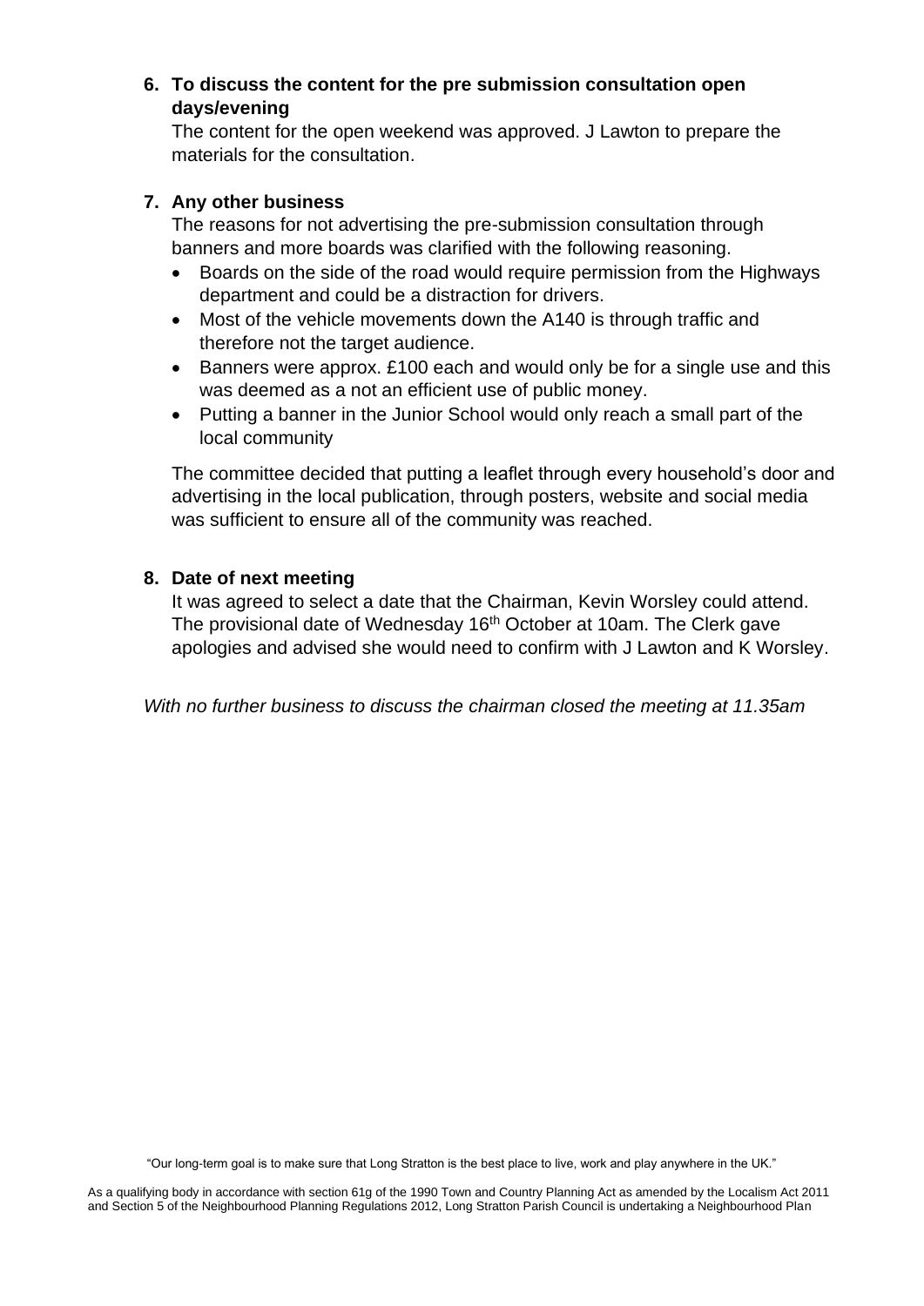6. **To discuss the content for the pre submission consultation open days/evening**

   The content for the open weekend was approved. J Lawton to prepare the materials for the consultation.

7. **Any other business**

   The reasons for not advertising the pre-submission consultation through banners and more boards was clarified with the following reasoning.

   - Boards on the side of the road would require permission from the Highways department and could be a distraction for drivers.
   - Most of the vehicle movements down the A140 is through traffic and therefore not the target audience.
   - Banners were approx. £100 each and would only be for a single use and this was deemed as a not an efficient use of public money.
   - Putting a banner in the Junior School would only reach a small part of the local community

   The committee decided that putting a leaflet through every household's door and advertising in the local publication, through posters, website and social media was sufficient to ensure all of the community was reached.

8. **Date of next meeting**

   It was agreed to select a date that the Chairman, Kevin Worsley could attend. The provisional date of Wednesday 16th October at 10am. The Clerk gave apologies and advised she would need to confirm with J Lawton and K Worsley.

*With no further business to discuss the chairman closed the meeting at 11.35am*